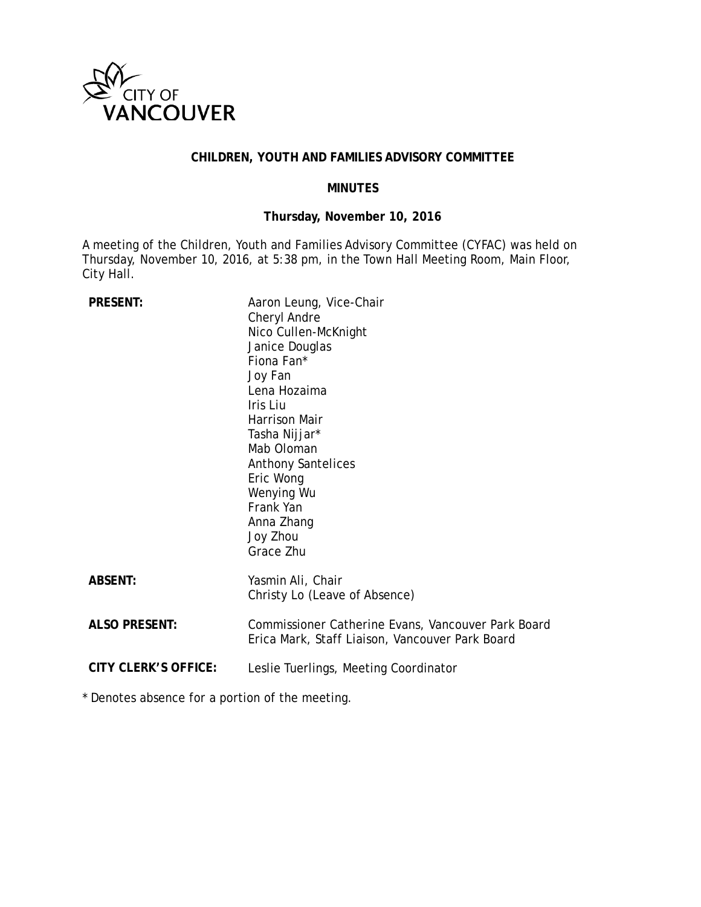CITY OF VANCOUVER

# CHILDREN, YOUTH AND FAMILIES ADVISORY COMMITTEE

## MINUTES

### Thursday, November 10, 2016

A meeting of the Children, Youth and Families Advisory Committee (CYFAC) was held on Thursday, November 10, 2016, at 5:38 pm, in the Town Hall Meeting Room, Main Floor, City Hall.

| | |
|---|---|
| **PRESENT:** | Aaron Leung, Vice-Chair<br>Cheryl Andre<br>Nico Cullen-McKnight<br>Janice Douglas<br>Fiona Fan*<br>Joy Fan<br>Lena Hozaima<br>Iris Liu<br>Harrison Mair<br>Tasha Nijjar*<br>Mab Oloman<br>Anthony Santelices<br>Eric Wong<br>Wenying Wu<br>Frank Yan<br>Anna Zhang<br>Joy Zhou<br>Grace Zhu |
| **ABSENT:** | Yasmin Ali, Chair<br>Christy Lo (Leave of Absence) |
| **ALSO PRESENT:** | Commissioner Catherine Evans, Vancouver Park Board<br>Erica Mark, Staff Liaison, Vancouver Park Board |
| **CITY CLERK'S OFFICE:** | Leslie Tuerlings, Meeting Coordinator |

* Denotes absence for a portion of the meeting.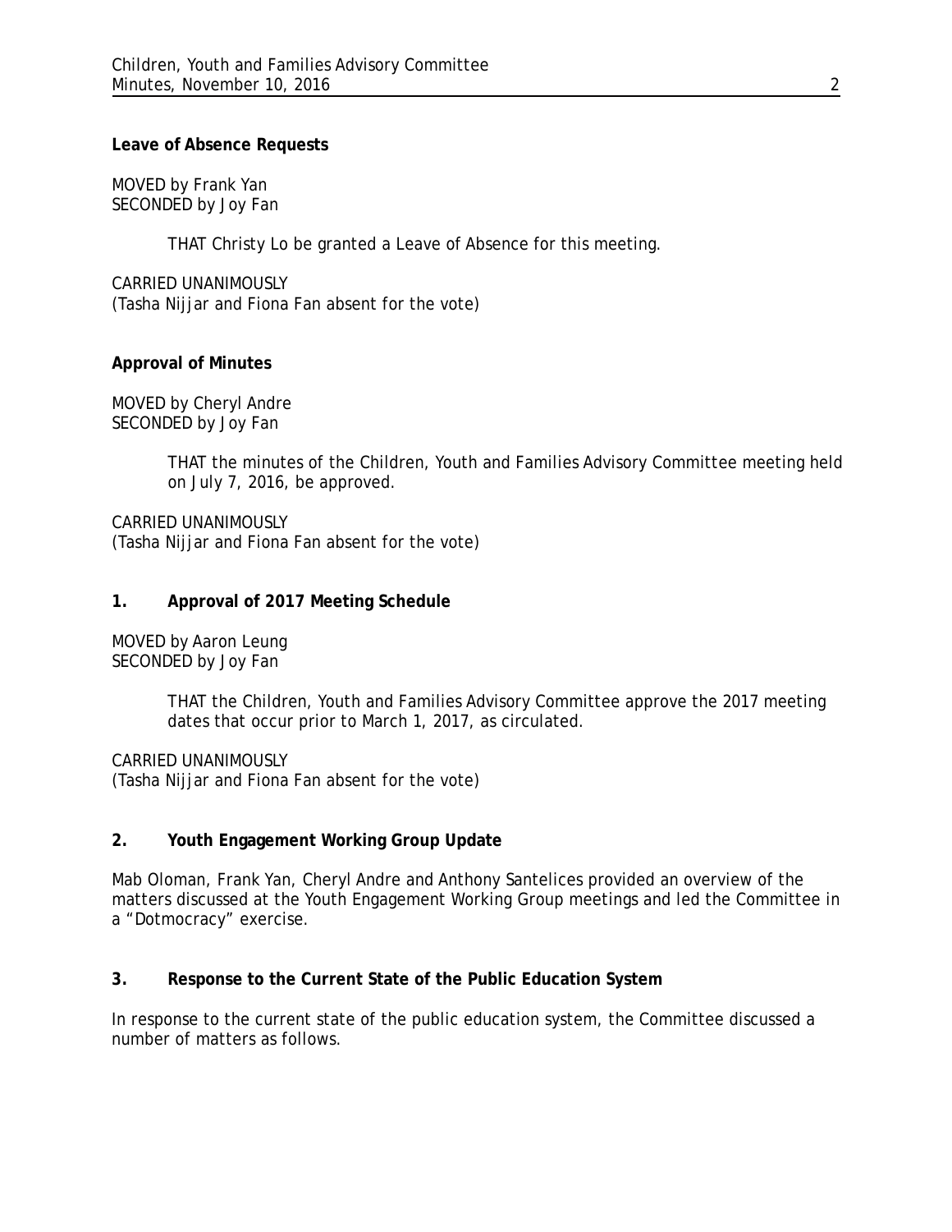**Leave of Absence Requests**

MOVED by Frank Yan
SECONDED by Joy Fan

> THAT Christy Lo be granted a Leave of Absence for this meeting.

CARRIED UNANIMOUSLY
(Tasha Nijjar and Fiona Fan absent for the vote)

**Approval of Minutes**

MOVED by Cheryl Andre
SECONDED by Joy Fan

> THAT the minutes of the Children, Youth and Families Advisory Committee meeting held on July 7, 2016, be approved.

CARRIED UNANIMOUSLY
(Tasha Nijjar and Fiona Fan absent for the vote)

**1. Approval of 2017 Meeting Schedule**

MOVED by Aaron Leung
SECONDED by Joy Fan

> THAT the Children, Youth and Families Advisory Committee approve the 2017 meeting dates that occur prior to March 1, 2017, as circulated.

CARRIED UNANIMOUSLY
(Tasha Nijjar and Fiona Fan absent for the vote)

**2. Youth Engagement Working Group Update**

Mab Oloman, Frank Yan, Cheryl Andre and Anthony Santelices provided an overview of the matters discussed at the Youth Engagement Working Group meetings and led the Committee in a "Dotmocracy" exercise.

**3. Response to the Current State of the Public Education System**

In response to the current state of the public education system, the Committee discussed a number of matters as follows.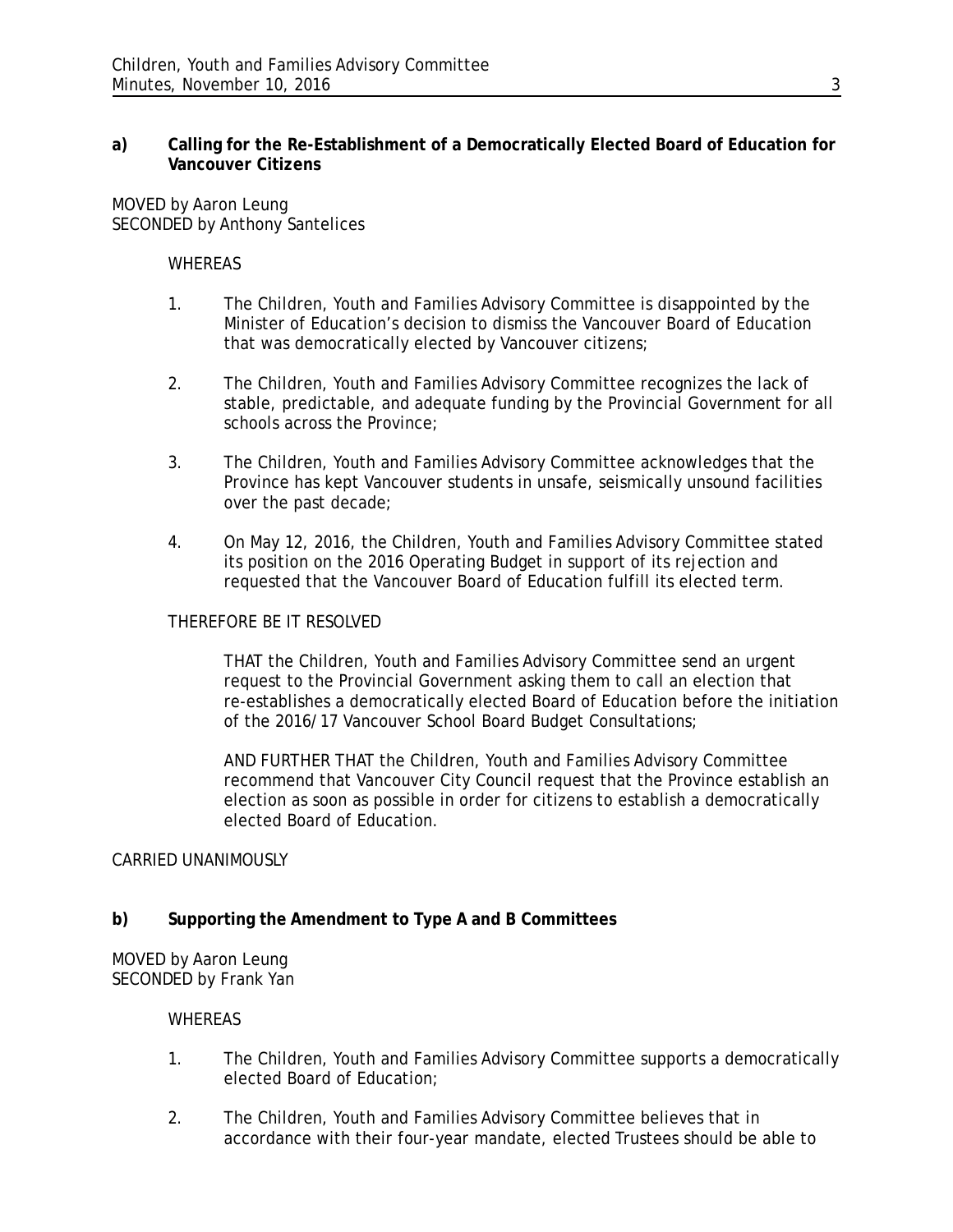**a) Calling for the Re-Establishment of a Democratically Elected Board of Education for Vancouver Citizens**

MOVED by Aaron Leung
SECONDED by Anthony Santelices

WHEREAS

1. The Children, Youth and Families Advisory Committee is disappointed by the Minister of Education's decision to dismiss the Vancouver Board of Education that was democratically elected by Vancouver citizens;

2. The Children, Youth and Families Advisory Committee recognizes the lack of stable, predictable, and adequate funding by the Provincial Government for all schools across the Province;

3. The Children, Youth and Families Advisory Committee acknowledges that the Province has kept Vancouver students in unsafe, seismically unsound facilities over the past decade;

4. On May 12, 2016, the Children, Youth and Families Advisory Committee stated its position on the 2016 Operating Budget in support of its rejection and requested that the Vancouver Board of Education fulfill its elected term.

THEREFORE BE IT RESOLVED

THAT the Children, Youth and Families Advisory Committee send an urgent request to the Provincial Government asking them to call an election that re-establishes a democratically elected Board of Education before the initiation of the 2016/17 Vancouver School Board Budget Consultations;

AND FURTHER THAT the Children, Youth and Families Advisory Committee recommend that Vancouver City Council request that the Province establish an election as soon as possible in order for citizens to establish a democratically elected Board of Education.

CARRIED UNANIMOUSLY

**b) Supporting the Amendment to Type A and B Committees**

MOVED by Aaron Leung
SECONDED by Frank Yan

WHEREAS

1. The Children, Youth and Families Advisory Committee supports a democratically elected Board of Education;

2. The Children, Youth and Families Advisory Committee believes that in accordance with their four-year mandate, elected Trustees should be able to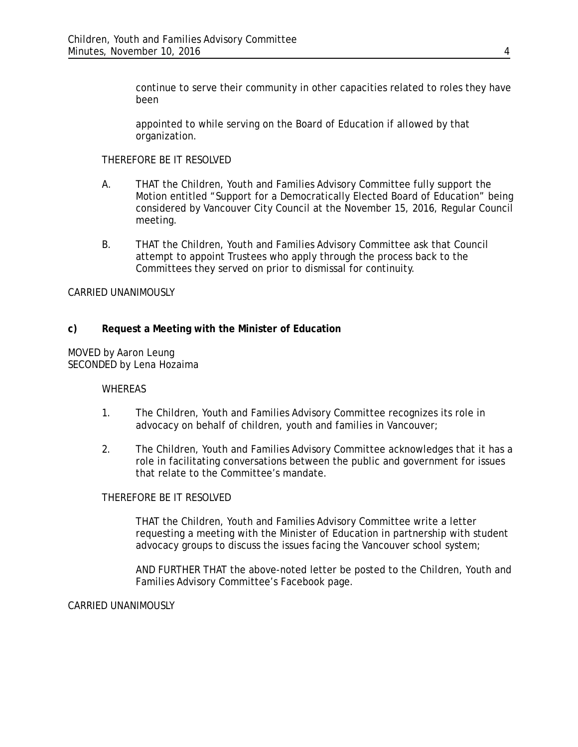continue to serve their community in other capacities related to roles they have been

appointed to while serving on the Board of Education if allowed by that organization.

THEREFORE BE IT RESOLVED

A. THAT the Children, Youth and Families Advisory Committee fully support the Motion entitled "Support for a Democratically Elected Board of Education" being considered by Vancouver City Council at the November 15, 2016, Regular Council meeting.

B. THAT the Children, Youth and Families Advisory Committee ask that Council attempt to appoint Trustees who apply through the process back to the Committees they served on prior to dismissal for continuity.

CARRIED UNANIMOUSLY

**c) Request a Meeting with the Minister of Education**

MOVED by Aaron Leung
SECONDED by Lena Hozaima

WHEREAS

1. The Children, Youth and Families Advisory Committee recognizes its role in advocacy on behalf of children, youth and families in Vancouver;

2. The Children, Youth and Families Advisory Committee acknowledges that it has a role in facilitating conversations between the public and government for issues that relate to the Committee's mandate.

THEREFORE BE IT RESOLVED

THAT the Children, Youth and Families Advisory Committee write a letter requesting a meeting with the Minister of Education in partnership with student advocacy groups to discuss the issues facing the Vancouver school system;

AND FURTHER THAT the above-noted letter be posted to the Children, Youth and Families Advisory Committee's Facebook page.

CARRIED UNANIMOUSLY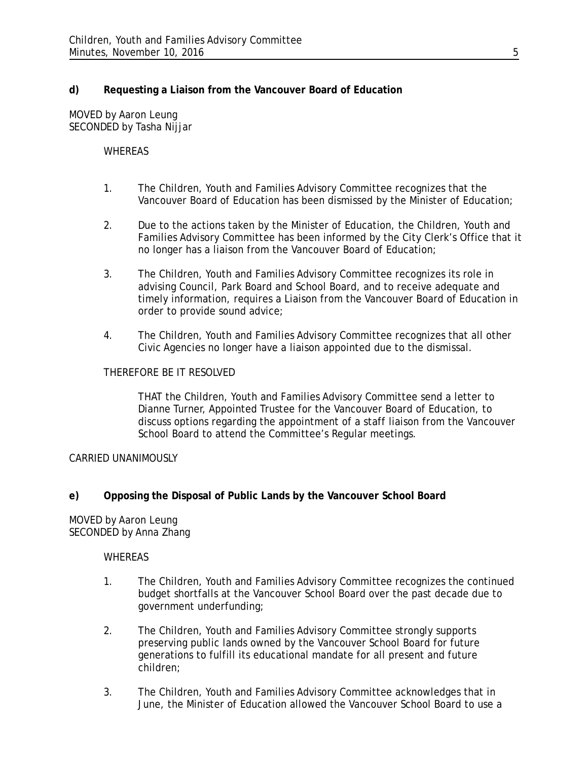**d) Requesting a Liaison from the Vancouver Board of Education**

MOVED by Aaron Leung
SECONDED by Tasha Nijjar

WHEREAS

1. The Children, Youth and Families Advisory Committee recognizes that the Vancouver Board of Education has been dismissed by the Minister of Education;

2. Due to the actions taken by the Minister of Education, the Children, Youth and Families Advisory Committee has been informed by the City Clerk's Office that it no longer has a liaison from the Vancouver Board of Education;

3. The Children, Youth and Families Advisory Committee recognizes its role in advising Council, Park Board and School Board, and to receive adequate and timely information, requires a Liaison from the Vancouver Board of Education in order to provide sound advice;

4. The Children, Youth and Families Advisory Committee recognizes that all other Civic Agencies no longer have a liaison appointed due to the dismissal.

THEREFORE BE IT RESOLVED

THAT the Children, Youth and Families Advisory Committee send a letter to Dianne Turner, Appointed Trustee for the Vancouver Board of Education, to discuss options regarding the appointment of a staff liaison from the Vancouver School Board to attend the Committee's Regular meetings.

CARRIED UNANIMOUSLY

**e) Opposing the Disposal of Public Lands by the Vancouver School Board**

MOVED by Aaron Leung
SECONDED by Anna Zhang

WHEREAS

1. The Children, Youth and Families Advisory Committee recognizes the continued budget shortfalls at the Vancouver School Board over the past decade due to government underfunding;

2. The Children, Youth and Families Advisory Committee strongly supports preserving public lands owned by the Vancouver School Board for future generations to fulfill its educational mandate for all present and future children;

3. The Children, Youth and Families Advisory Committee acknowledges that in June, the Minister of Education allowed the Vancouver School Board to use a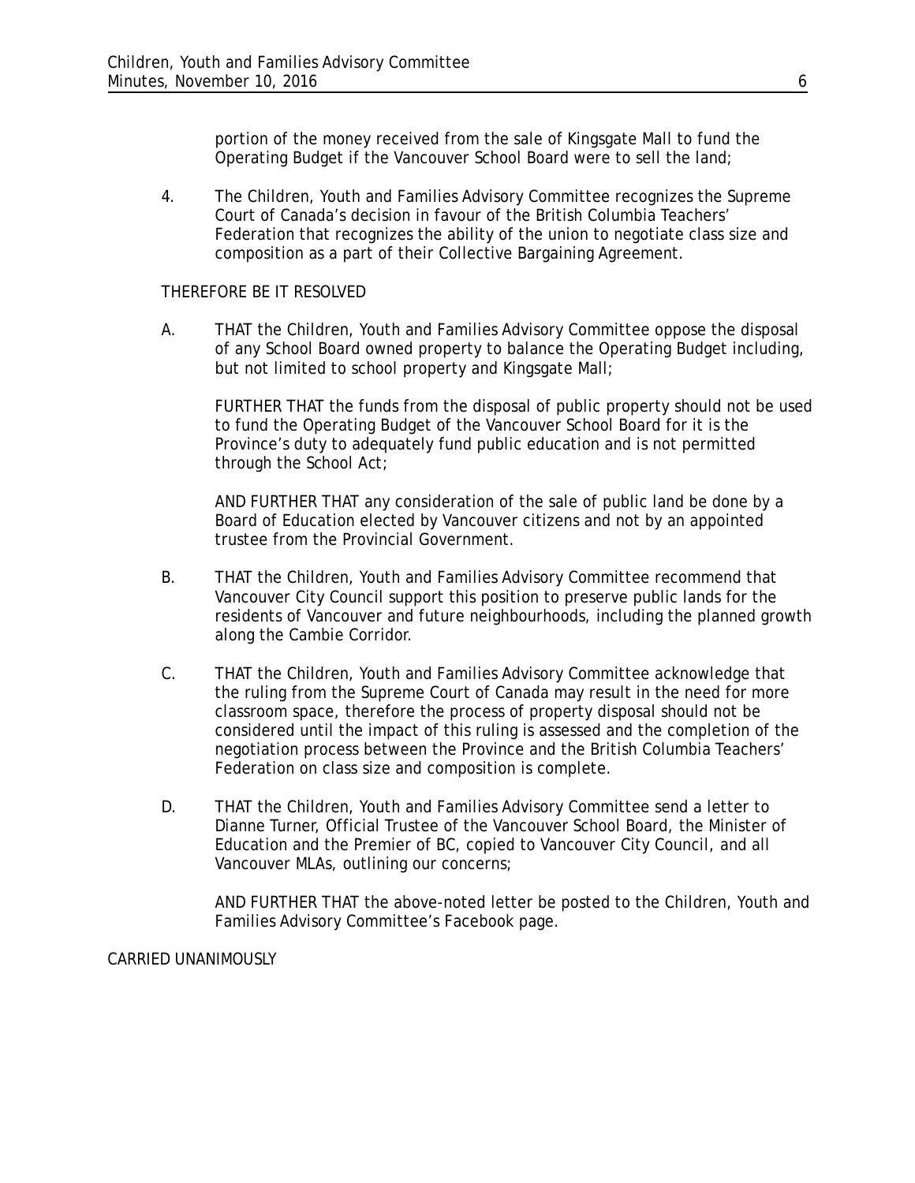portion of the money received from the sale of Kingsgate Mall to fund the Operating Budget if the Vancouver School Board were to sell the land;

4. The Children, Youth and Families Advisory Committee recognizes the Supreme Court of Canada's decision in favour of the British Columbia Teachers' Federation that recognizes the ability of the union to negotiate class size and composition as a part of their Collective Bargaining Agreement.

THEREFORE BE IT RESOLVED

A. THAT the Children, Youth and Families Advisory Committee oppose the disposal of any School Board owned property to balance the Operating Budget including, but not limited to school property and Kingsgate Mall;

FURTHER THAT the funds from the disposal of public property should not be used to fund the Operating Budget of the Vancouver School Board for it is the Province's duty to adequately fund public education and is not permitted through the School Act;

AND FURTHER THAT any consideration of the sale of public land be done by a Board of Education elected by Vancouver citizens and not by an appointed trustee from the Provincial Government.

B. THAT the Children, Youth and Families Advisory Committee recommend that Vancouver City Council support this position to preserve public lands for the residents of Vancouver and future neighbourhoods, including the planned growth along the Cambie Corridor.

C. THAT the Children, Youth and Families Advisory Committee acknowledge that the ruling from the Supreme Court of Canada may result in the need for more classroom space, therefore the process of property disposal should not be considered until the impact of this ruling is assessed and the completion of the negotiation process between the Province and the British Columbia Teachers' Federation on class size and composition is complete.

D. THAT the Children, Youth and Families Advisory Committee send a letter to Dianne Turner, Official Trustee of the Vancouver School Board, the Minister of Education and the Premier of BC, copied to Vancouver City Council, and all Vancouver MLAs, outlining our concerns;

AND FURTHER THAT the above-noted letter be posted to the Children, Youth and Families Advisory Committee's Facebook page.

CARRIED UNANIMOUSLY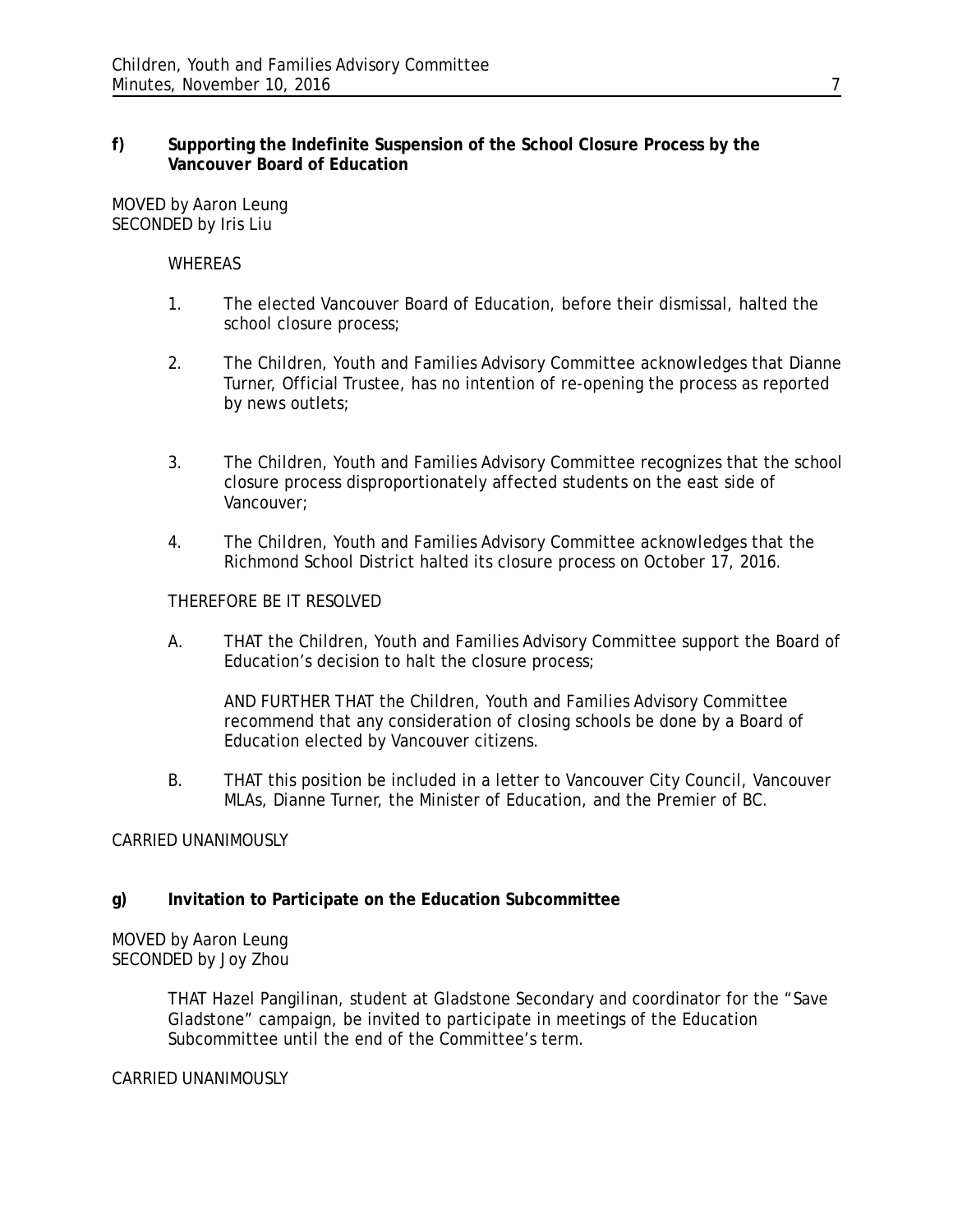**f) Supporting the Indefinite Suspension of the School Closure Process by the Vancouver Board of Education**

MOVED by Aaron Leung
SECONDED by Iris Liu

WHEREAS

1. The elected Vancouver Board of Education, before their dismissal, halted the school closure process;
2. The Children, Youth and Families Advisory Committee acknowledges that Dianne Turner, Official Trustee, has no intention of re-opening the process as reported by news outlets;
3. The Children, Youth and Families Advisory Committee recognizes that the school closure process disproportionately affected students on the east side of Vancouver;
4. The Children, Youth and Families Advisory Committee acknowledges that the Richmond School District halted its closure process on October 17, 2016.

THEREFORE BE IT RESOLVED

A. THAT the Children, Youth and Families Advisory Committee support the Board of Education's decision to halt the closure process;

AND FURTHER THAT the Children, Youth and Families Advisory Committee recommend that any consideration of closing schools be done by a Board of Education elected by Vancouver citizens.

B. THAT this position be included in a letter to Vancouver City Council, Vancouver MLAs, Dianne Turner, the Minister of Education, and the Premier of BC.

CARRIED UNANIMOUSLY

**g) Invitation to Participate on the Education Subcommittee**

MOVED by Aaron Leung
SECONDED by Joy Zhou

THAT Hazel Pangilinan, student at Gladstone Secondary and coordinator for the "Save Gladstone" campaign, be invited to participate in meetings of the Education Subcommittee until the end of the Committee's term.

CARRIED UNANIMOUSLY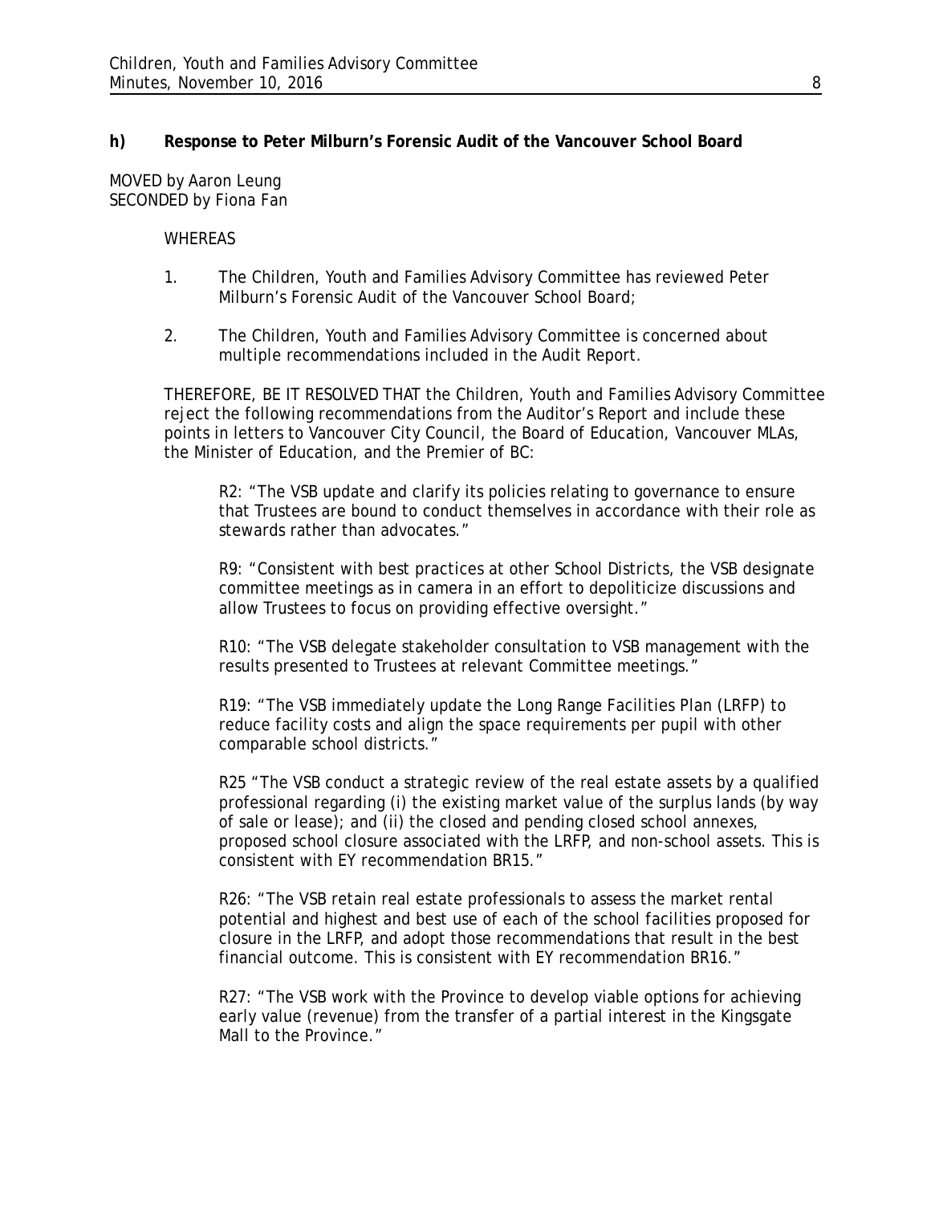**h) Response to Peter Milburn's Forensic Audit of the Vancouver School Board**

MOVED by Aaron Leung
SECONDED by Fiona Fan

WHEREAS

1. The Children, Youth and Families Advisory Committee has reviewed Peter Milburn's Forensic Audit of the Vancouver School Board;
2. The Children, Youth and Families Advisory Committee is concerned about multiple recommendations included in the Audit Report.

THEREFORE, BE IT RESOLVED THAT the Children, Youth and Families Advisory Committee reject the following recommendations from the Auditor's Report and include these points in letters to Vancouver City Council, the Board of Education, Vancouver MLAs, the Minister of Education, and the Premier of BC:

> R2: "The VSB update and clarify its policies relating to governance to ensure that Trustees are bound to conduct themselves in accordance with their role as stewards rather than advocates."
>
> R9: "Consistent with best practices at other School Districts, the VSB designate committee meetings as in camera in an effort to depoliticize discussions and allow Trustees to focus on providing effective oversight."
>
> R10: "The VSB delegate stakeholder consultation to VSB management with the results presented to Trustees at relevant Committee meetings."
>
> R19: "The VSB immediately update the Long Range Facilities Plan (LRFP) to reduce facility costs and align the space requirements per pupil with other comparable school districts."
>
> R25 "The VSB conduct a strategic review of the real estate assets by a qualified professional regarding (i) the existing market value of the surplus lands (by way of sale or lease); and (ii) the closed and pending closed school annexes, proposed school closure associated with the LRFP, and non-school assets. This is consistent with EY recommendation BR15."
>
> R26: "The VSB retain real estate professionals to assess the market rental potential and highest and best use of each of the school facilities proposed for closure in the LRFP, and adopt those recommendations that result in the best financial outcome. This is consistent with EY recommendation BR16."
>
> R27: "The VSB work with the Province to develop viable options for achieving early value (revenue) from the transfer of a partial interest in the Kingsgate Mall to the Province."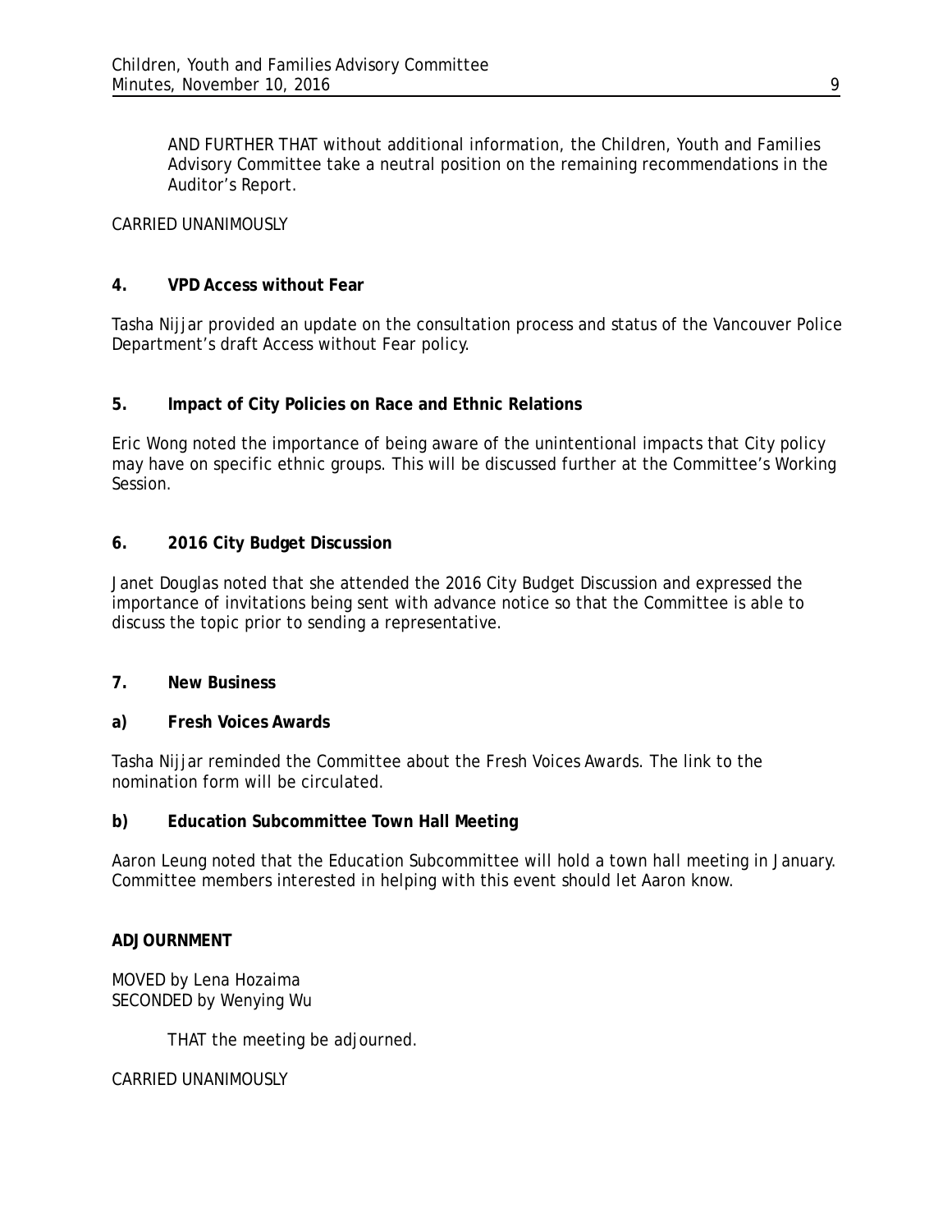AND FURTHER THAT without additional information, the Children, Youth and Families Advisory Committee take a neutral position on the remaining recommendations in the Auditor's Report.

CARRIED UNANIMOUSLY

**4. VPD Access without Fear**

Tasha Nijjar provided an update on the consultation process and status of the Vancouver Police Department's draft Access without Fear policy.

**5. Impact of City Policies on Race and Ethnic Relations**

Eric Wong noted the importance of being aware of the unintentional impacts that City policy may have on specific ethnic groups. This will be discussed further at the Committee's Working Session.

**6. 2016 City Budget Discussion**

Janet Douglas noted that she attended the 2016 City Budget Discussion and expressed the importance of invitations being sent with advance notice so that the Committee is able to discuss the topic prior to sending a representative.

**7. New Business**

**a) Fresh Voices Awards**

Tasha Nijjar reminded the Committee about the Fresh Voices Awards. The link to the nomination form will be circulated.

**b) Education Subcommittee Town Hall Meeting**

Aaron Leung noted that the Education Subcommittee will hold a town hall meeting in January. Committee members interested in helping with this event should let Aaron know.

**ADJOURNMENT**

MOVED by Lena Hozaima
SECONDED by Wenying Wu

THAT the meeting be adjourned.

CARRIED UNANIMOUSLY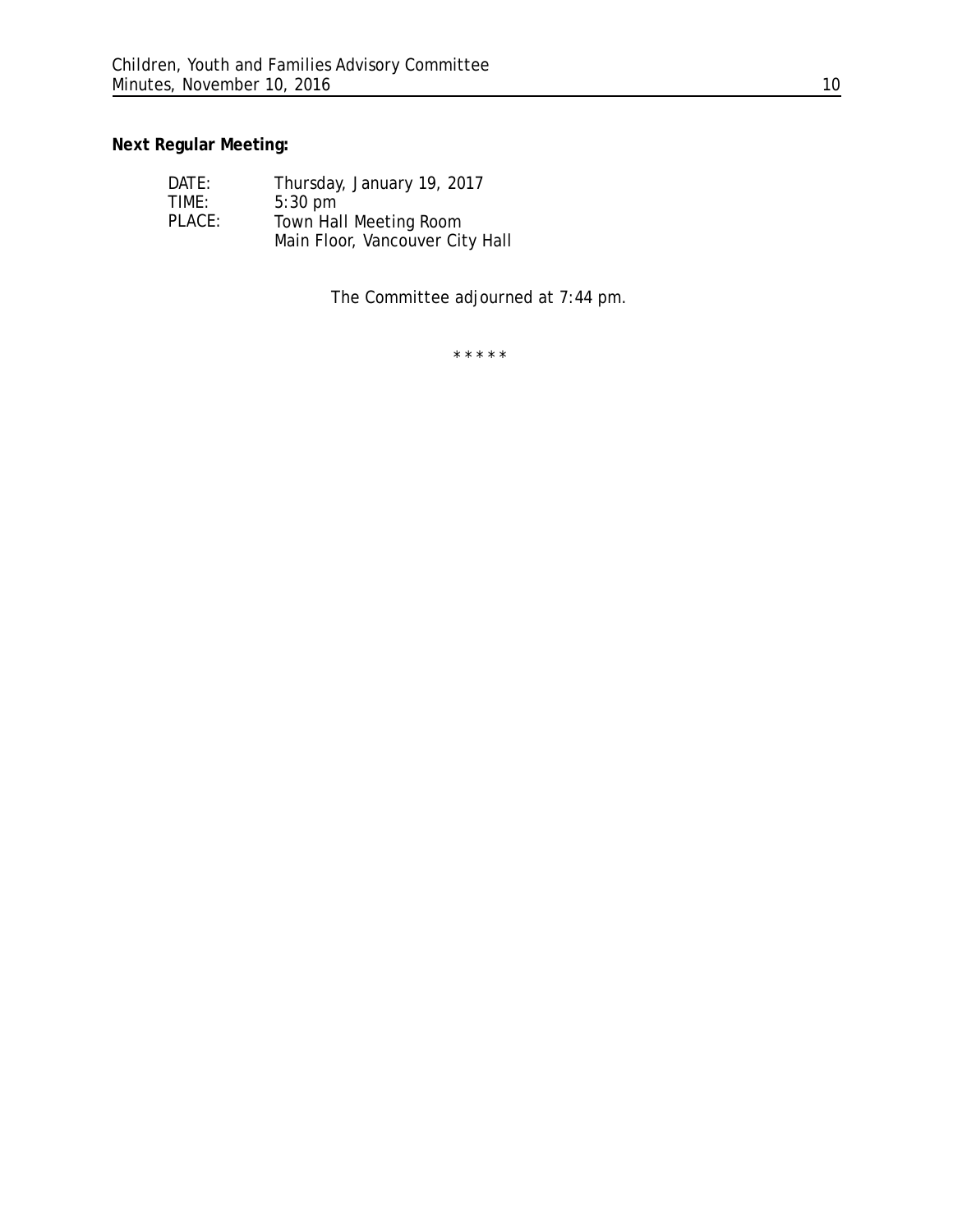**Next Regular Meeting:**

| | |
|---|---|
| DATE: | Thursday, January 19, 2017 |
| TIME: | 5:30 pm |
| PLACE: | Town Hall Meeting Room<br>Main Floor, Vancouver City Hall |

The Committee adjourned at 7:44 pm.

\* \* \* \* \*